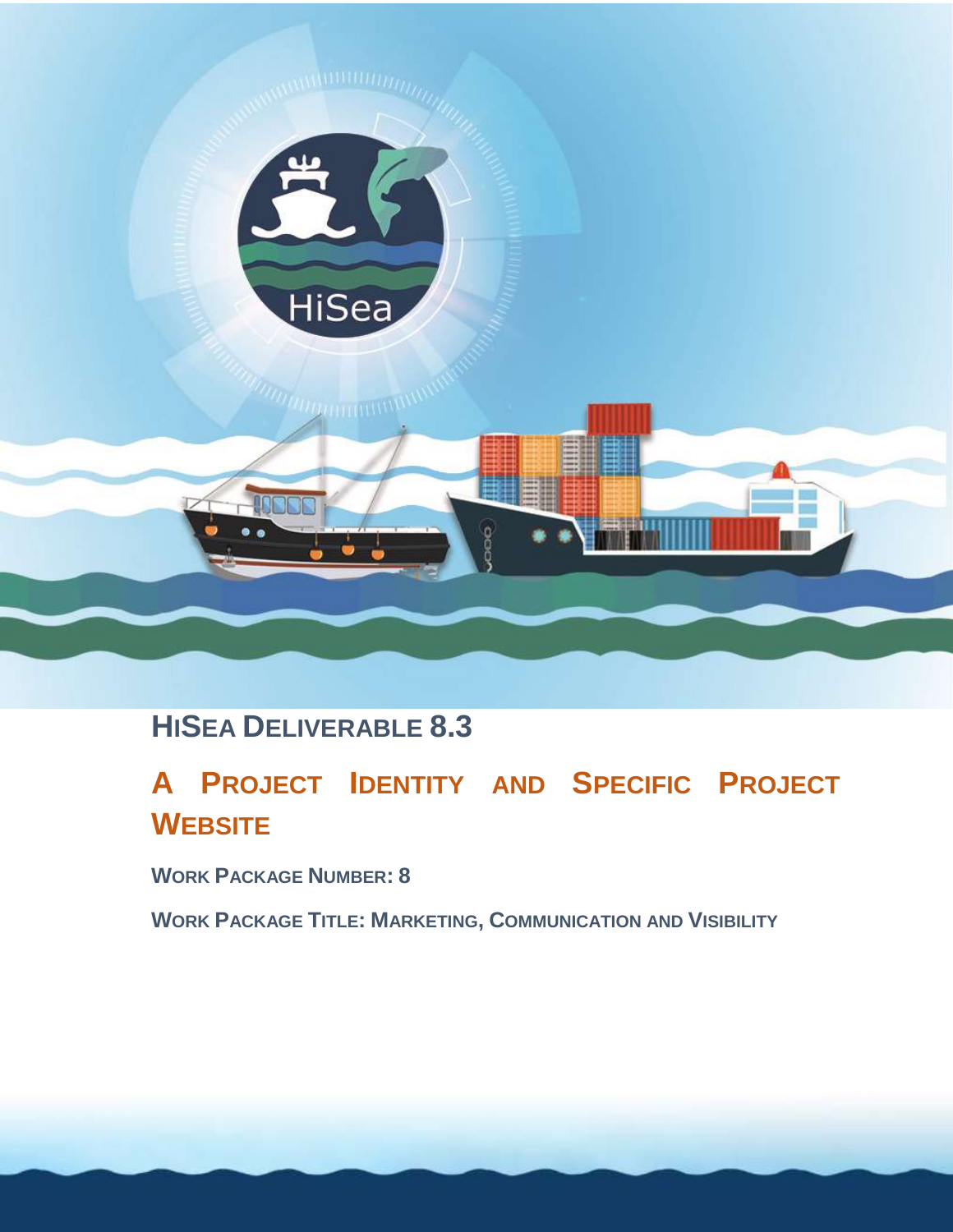# HiSea Deliverable 8.3

## A Project Identity and Specific Project Website

**Work Package Number: 8**

**Work Package Title: Marketing, Communication and Visibility**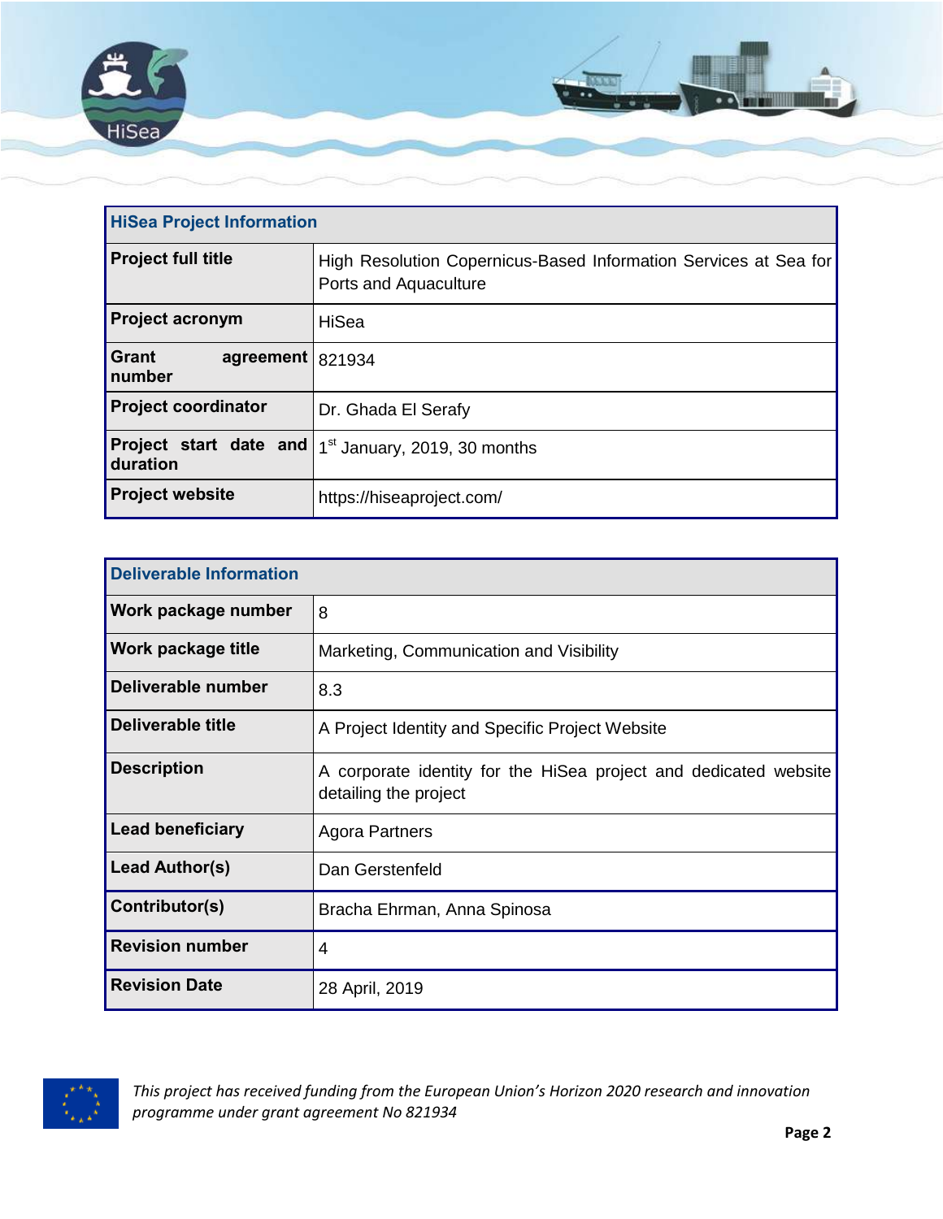| HiSea Project Information | |
|---|---|
| **Project full title** | High Resolution Copernicus-Based Information Services at Sea for Ports and Aquaculture |
| **Project acronym** | HiSea |
| **Grant agreement number** | 821934 |
| **Project coordinator** | Dr. Ghada El Serafy |
| **Project start date and duration** | 1st January, 2019, 30 months |
| **Project website** | https://hiseaproject.com/ |

| Deliverable Information | |
|---|---|
| **Work package number** | 8 |
| **Work package title** | Marketing, Communication and Visibility |
| **Deliverable number** | 8.3 |
| **Deliverable title** | A Project Identity and Specific Project Website |
| **Description** | A corporate identity for the HiSea project and dedicated website detailing the project |
| **Lead beneficiary** | Agora Partners |
| **Lead Author(s)** | Dan Gerstenfeld |
| **Contributor(s)** | Bracha Ehrman, Anna Spinosa |
| **Revision number** | 4 |
| **Revision Date** | 28 April, 2019 |

*This project has received funding from the European Union's Horizon 2020 research and innovation programme under grant agreement No 821934*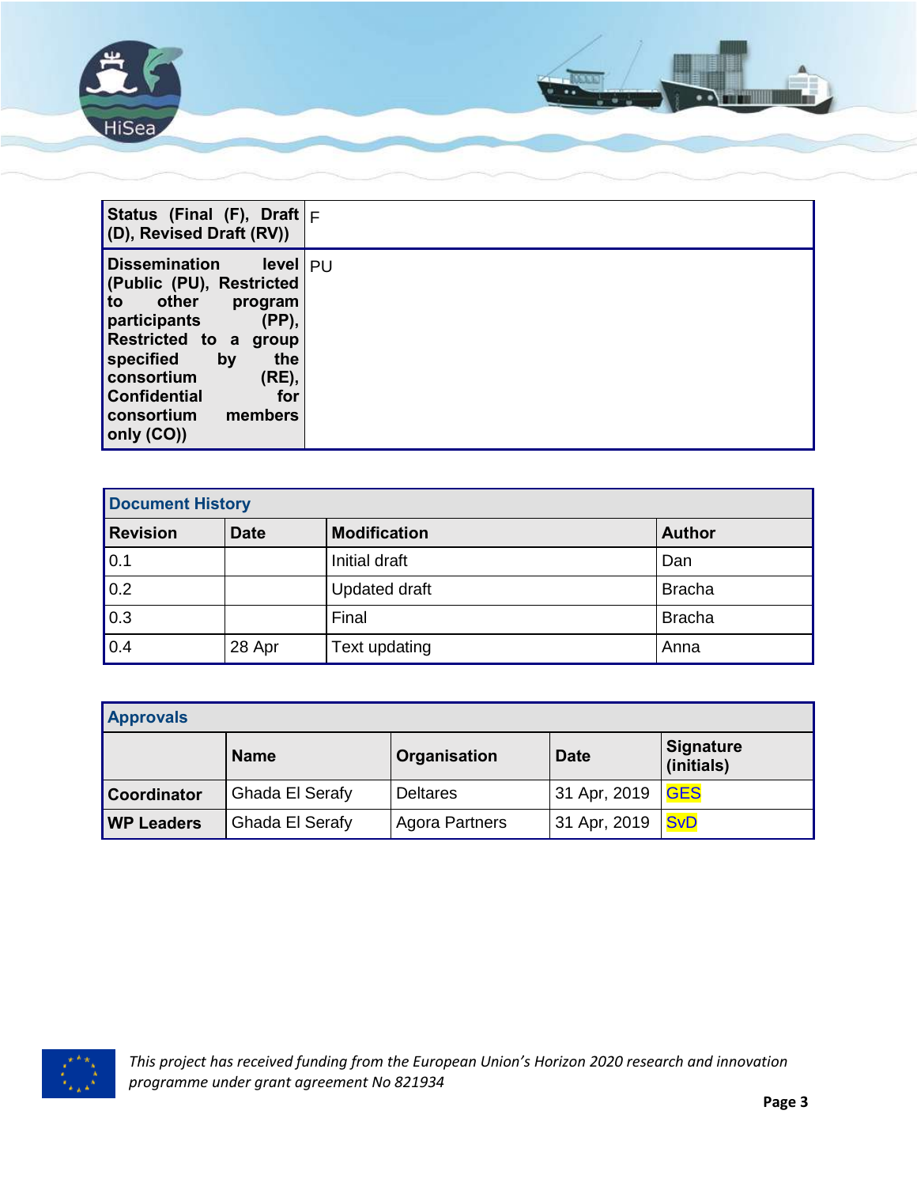| | |
|---|---|
| **Status (Final (F), Draft (D), Revised Draft (RV))** | F |
| **Dissemination level (Public (PU), Restricted to other program participants (PP), Restricted to a group specified by the consortium (RE), Confidential for consortium members only (CO))** | PU |

| **Document History** | | | |
|---|---|---|---|
| **Revision** | **Date** | **Modification** | **Author** |
| 0.1 | | Initial draft | Dan |
| 0.2 | | Updated draft | Bracha |
| 0.3 | | Final | Bracha |
| 0.4 | 28 Apr | Text updating | Anna |

| **Approvals** | | | | |
|---|---|---|---|---|
| | **Name** | **Organisation** | **Date** | **Signature (initials)** |
| **Coordinator** | Ghada El Serafy | Deltares | 31 Apr, 2019 | GES |
| **WP Leaders** | Ghada El Serafy | Agora Partners | 31 Apr, 2019 | SvD |

*This project has received funding from the European Union's Horizon 2020 research and innovation programme under grant agreement No 821934*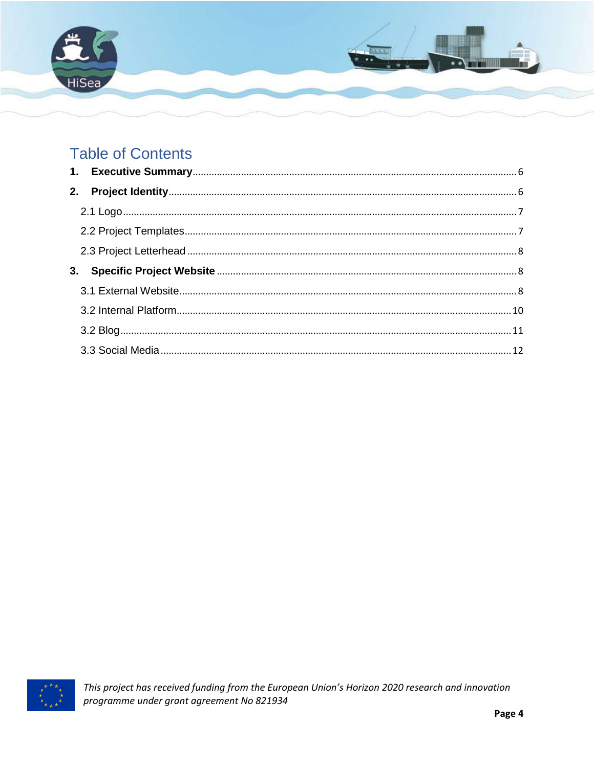# Table of Contents

**1. Executive Summary** ........ 6

**2. Project Identity** ........ 6

2.1 Logo ........ 7

2.2 Project Templates ........ 7

2.3 Project Letterhead ........ 8

**3. Specific Project Website** ........ 8

3.1 External Website ........ 8

3.2 Internal Platform ........ 10

3.2 Blog ........ 11

3.3 Social Media ........ 12

*This project has received funding from the European Union's Horizon 2020 research and innovation programme under grant agreement No 821934*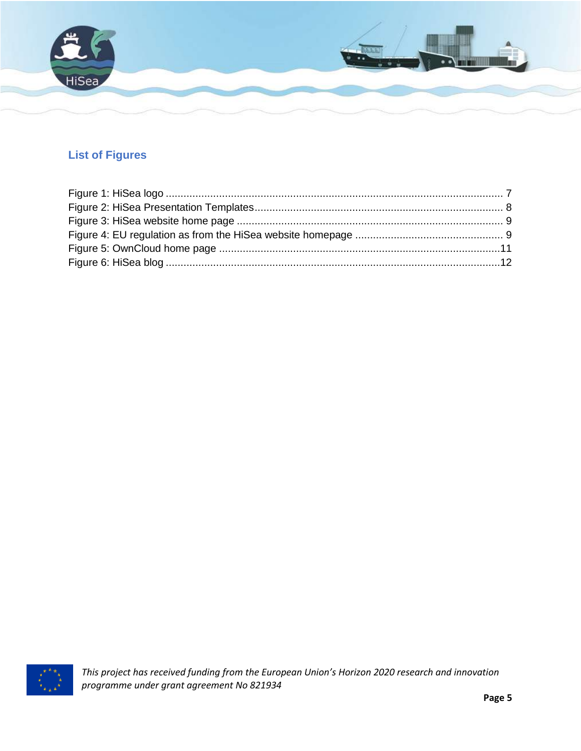## List of Figures

Figure 1: HiSea logo ........................................................................................................................ 7
Figure 2: HiSea Presentation Templates.................................................................................... 8
Figure 3: HiSea website home page .......................................................................................... 9
Figure 4: EU regulation as from the HiSea website homepage .................................................. 9
Figure 5: OwnCloud home page ...............................................................................................11
Figure 6: HiSea blog .................................................................................................................12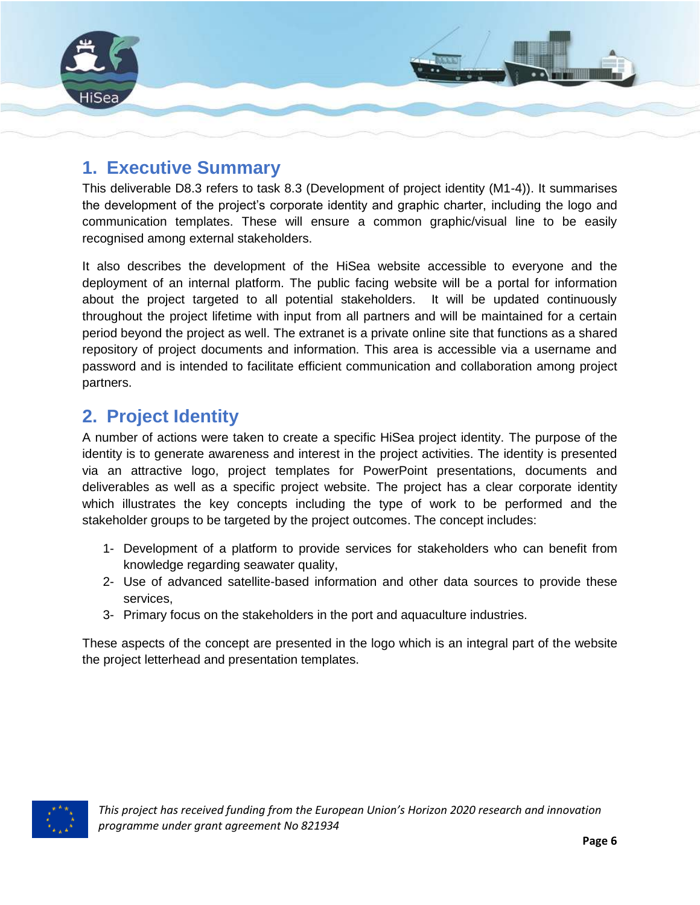# 1. Executive Summary

This deliverable D8.3 refers to task 8.3 (Development of project identity (M1-4)). It summarises the development of the project's corporate identity and graphic charter, including the logo and communication templates. These will ensure a common graphic/visual line to be easily recognised among external stakeholders.

It also describes the development of the HiSea website accessible to everyone and the deployment of an internal platform. The public facing website will be a portal for information about the project targeted to all potential stakeholders. It will be updated continuously throughout the project lifetime with input from all partners and will be maintained for a certain period beyond the project as well. The extranet is a private online site that functions as a shared repository of project documents and information. This area is accessible via a username and password and is intended to facilitate efficient communication and collaboration among project partners.

# 2. Project Identity

A number of actions were taken to create a specific HiSea project identity. The purpose of the identity is to generate awareness and interest in the project activities. The identity is presented via an attractive logo, project templates for PowerPoint presentations, documents and deliverables as well as a specific project website. The project has a clear corporate identity which illustrates the key concepts including the type of work to be performed and the stakeholder groups to be targeted by the project outcomes. The concept includes:

1- Development of a platform to provide services for stakeholders who can benefit from knowledge regarding seawater quality,

2- Use of advanced satellite-based information and other data sources to provide these services,

3- Primary focus on the stakeholders in the port and aquaculture industries.

These aspects of the concept are presented in the logo which is an integral part of the website the project letterhead and presentation templates.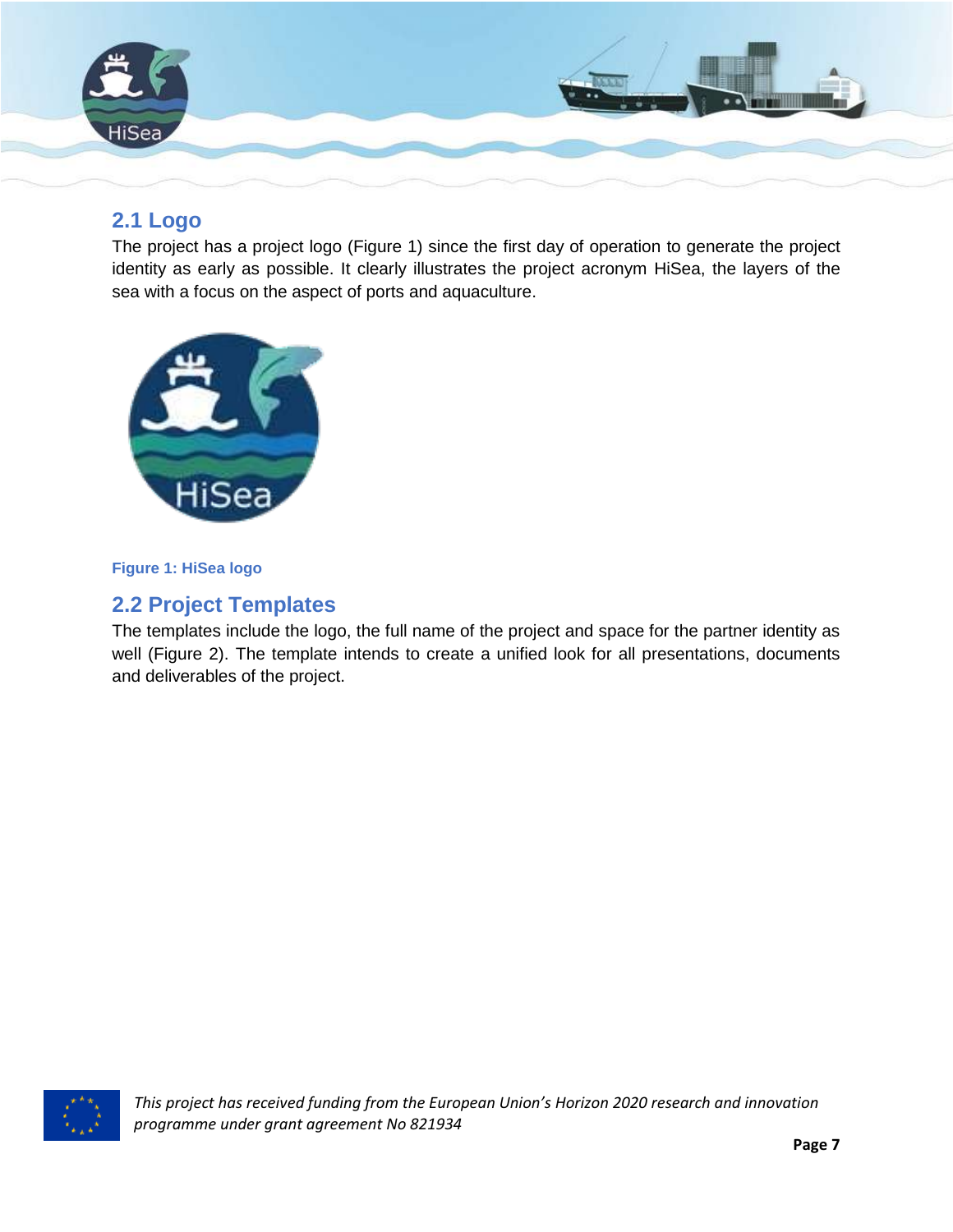## 2.1 Logo

The project has a project logo (Figure 1) since the first day of operation to generate the project identity as early as possible. It clearly illustrates the project acronym HiSea, the layers of the sea with a focus on the aspect of ports and aquaculture.

**Figure 1: HiSea logo**

## 2.2 Project Templates

The templates include the logo, the full name of the project and space for the partner identity as well (Figure 2). The template intends to create a unified look for all presentations, documents and deliverables of the project.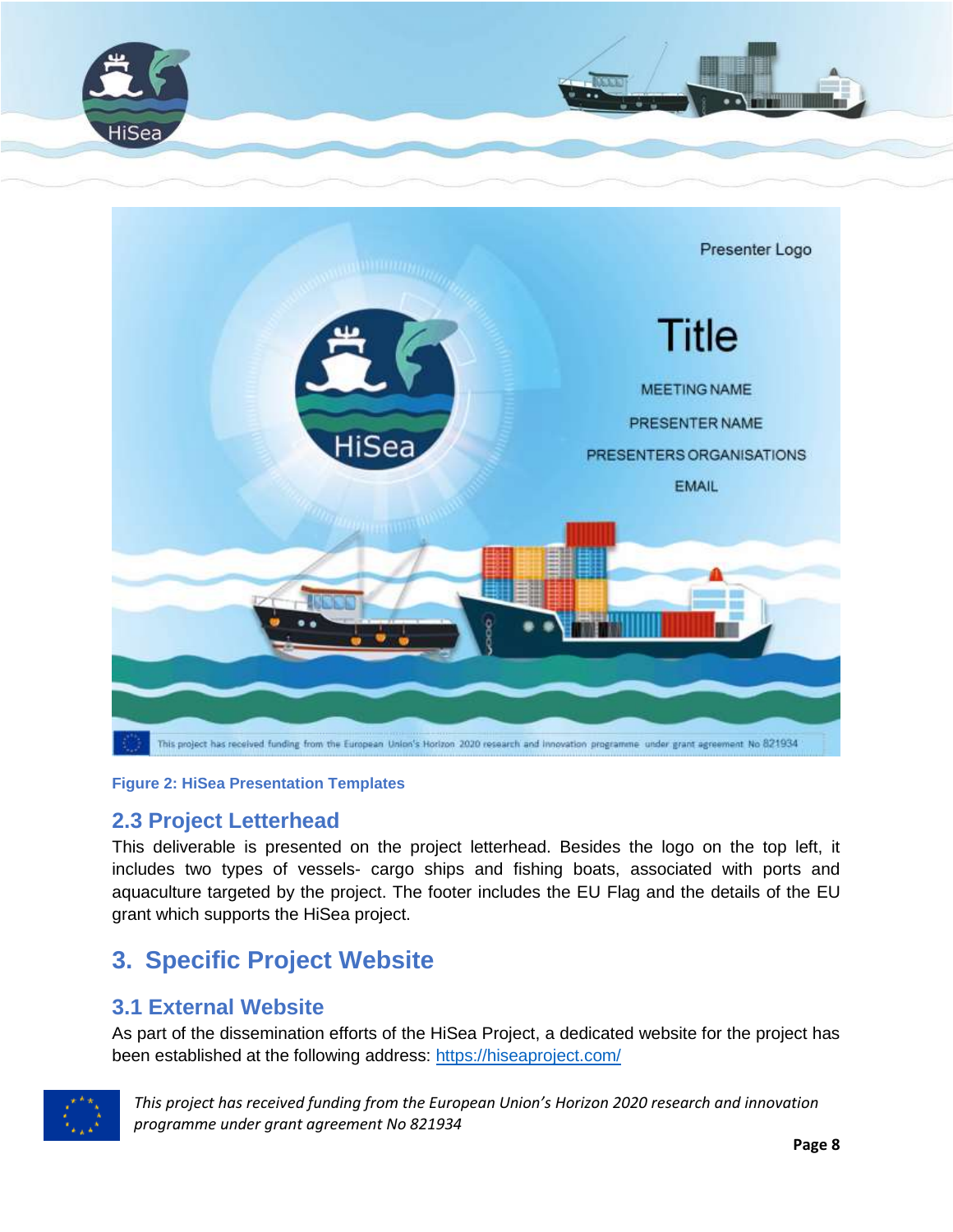Figure 2: HiSea Presentation Templates

### 2.3 Project Letterhead

This deliverable is presented on the project letterhead. Besides the logo on the top left, it includes two types of vessels- cargo ships and fishing boats, associated with ports and aquaculture targeted by the project. The footer includes the EU Flag and the details of the EU grant which supports the HiSea project.

## 3. Specific Project Website

### 3.1 External Website

As part of the dissemination efforts of the HiSea Project, a dedicated website for the project has been established at the following address: [https://hiseaproject.com/](https://hiseaproject.com/)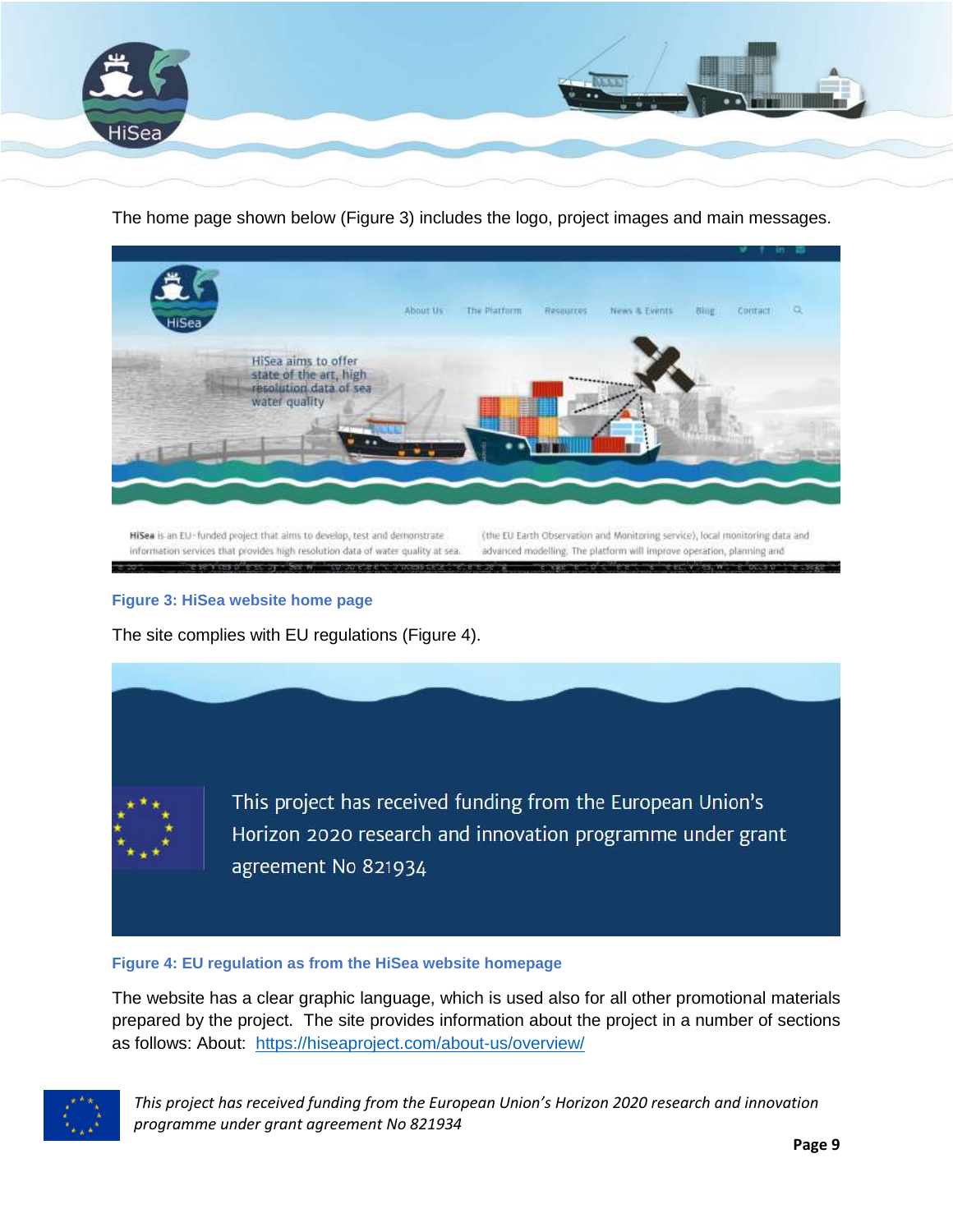The home page shown below (Figure 3) includes the logo, project images and main messages.

Figure 3: HiSea website home page

The site complies with EU regulations (Figure 4).

Figure 4: EU regulation as from the HiSea website homepage

The website has a clear graphic language, which is used also for all other promotional materials prepared by the project. The site provides information about the project in a number of sections as follows: About: https://hiseaproject.com/about-us/overview/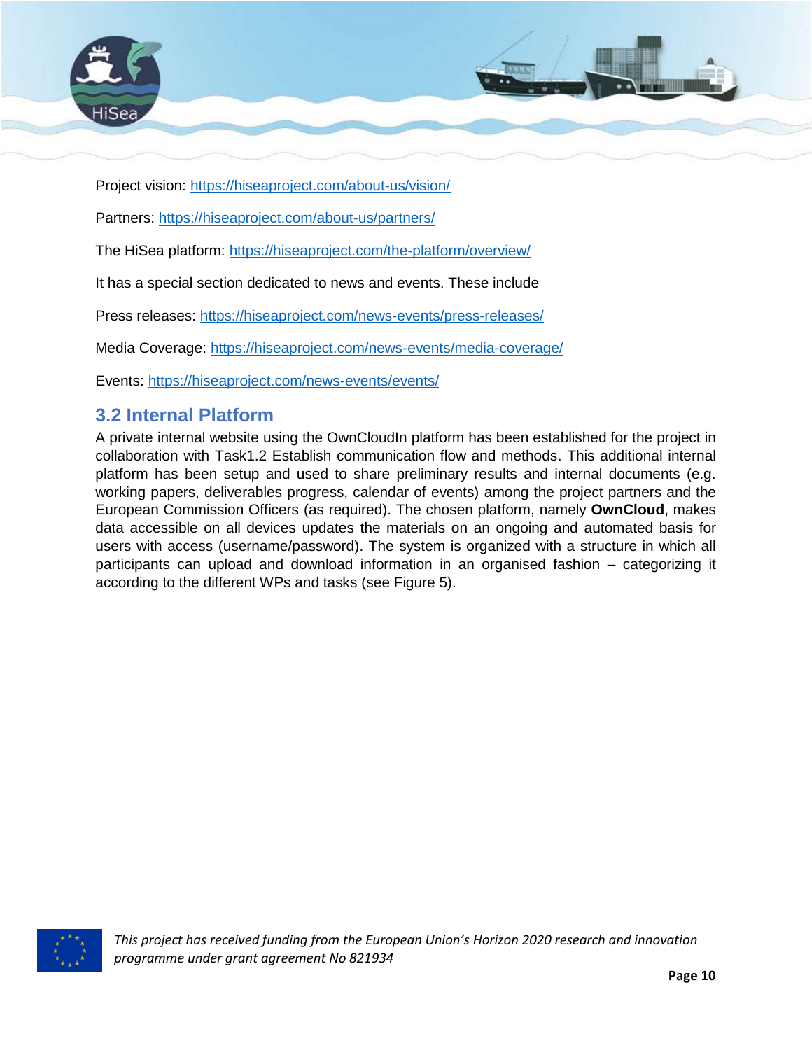Project vision: https://hiseaproject.com/about-us/vision/

Partners: https://hiseaproject.com/about-us/partners/

The HiSea platform: https://hiseaproject.com/the-platform/overview/

It has a special section dedicated to news and events. These include

Press releases: https://hiseaproject.com/news-events/press-releases/

Media Coverage: https://hiseaproject.com/news-events/media-coverage/

Events: https://hiseaproject.com/news-events/events/

## 3.2 Internal Platform

A private internal website using the OwnCloudIn platform has been established for the project in collaboration with Task1.2 Establish communication flow and methods. This additional internal platform has been setup and used to share preliminary results and internal documents (e.g. working papers, deliverables progress, calendar of events) among the project partners and the European Commission Officers (as required). The chosen platform, namely **OwnCloud**, makes data accessible on all devices updates the materials on an ongoing and automated basis for users with access (username/password). The system is organized with a structure in which all participants can upload and download information in an organised fashion – categorizing it according to the different WPs and tasks (see Figure 5).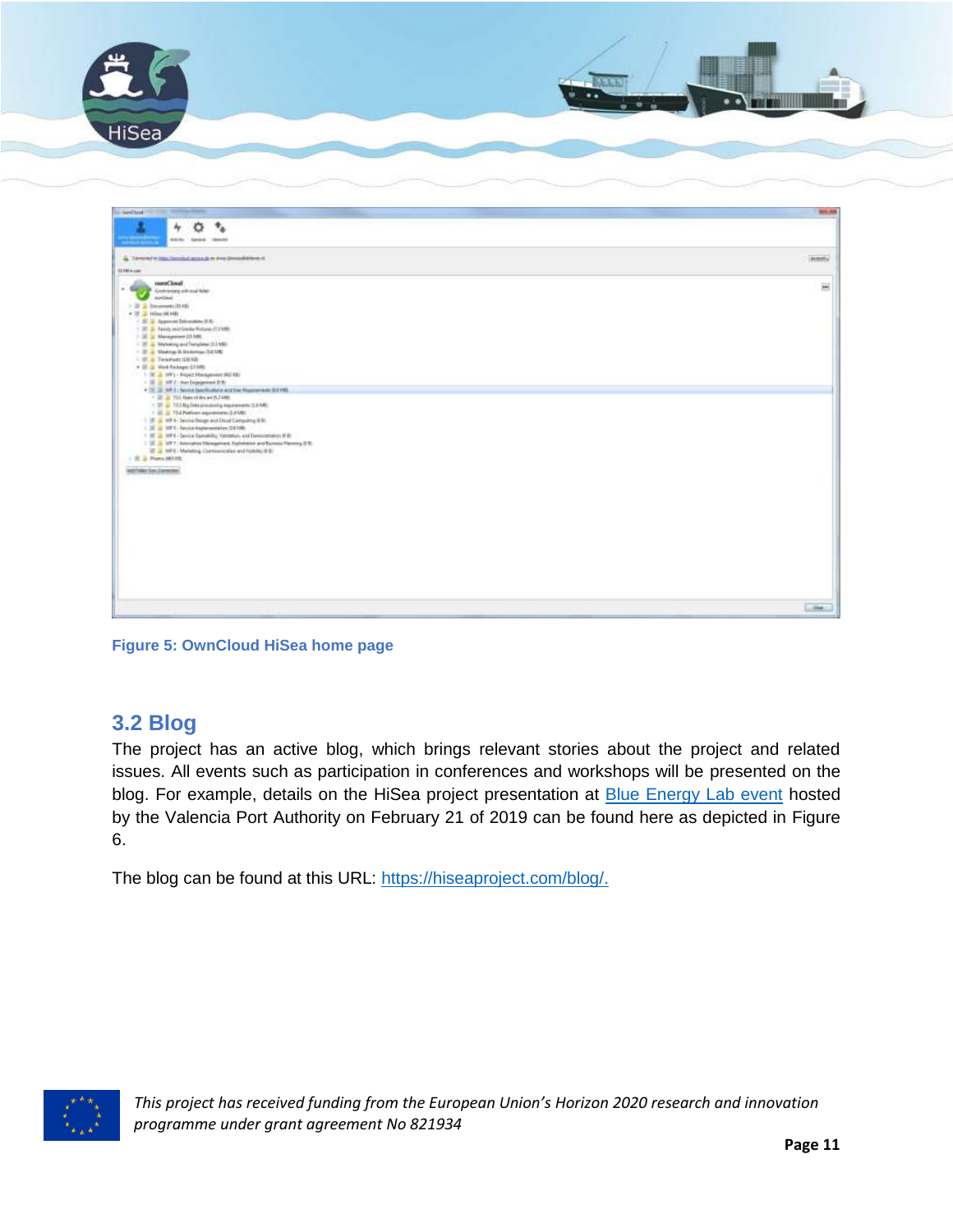Figure 5: OwnCloud HiSea home page

## 3.2 Blog

The project has an active blog, which brings relevant stories about the project and related issues. All events such as participation in conferences and workshops will be presented on the blog. For example, details on the HiSea project presentation at Blue Energy Lab event hosted by the Valencia Port Authority on February 21 of 2019 can be found here as depicted in Figure 6.

The blog can be found at this URL: https://hiseaproject.com/blog/.

*This project has received funding from the European Union's Horizon 2020 research and innovation programme under grant agreement No 821934*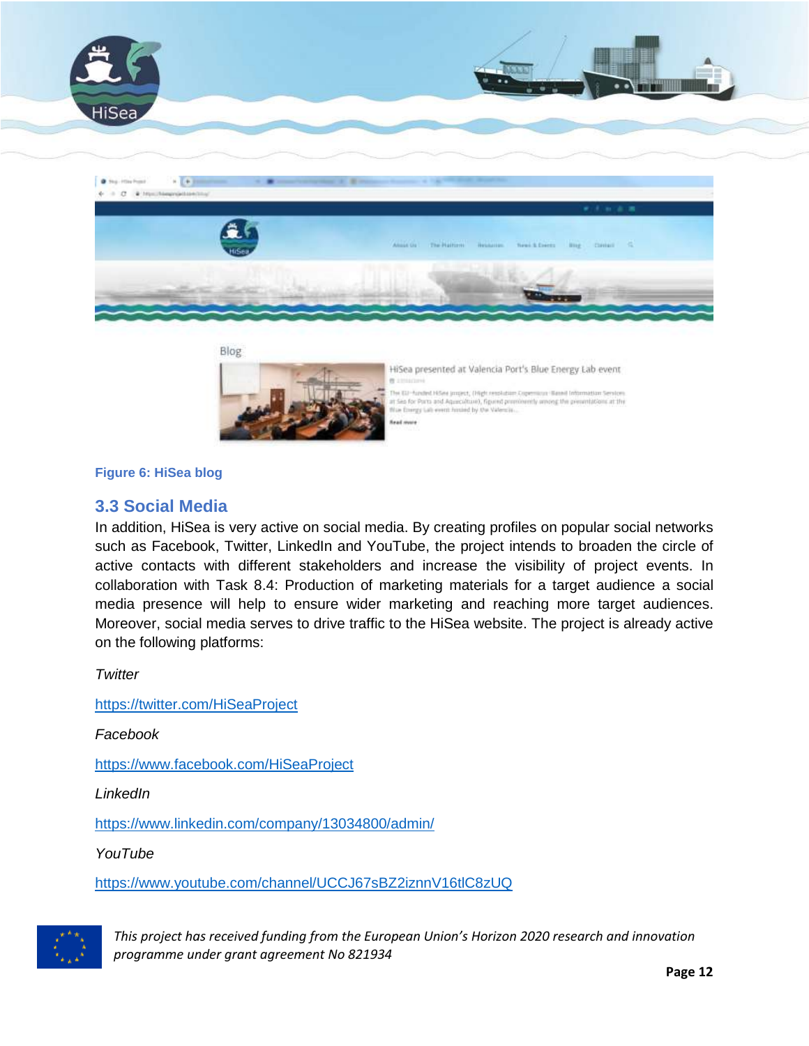Figure 6: HiSea blog

## 3.3 Social Media

In addition, HiSea is very active on social media. By creating profiles on popular social networks such as Facebook, Twitter, LinkedIn and YouTube, the project intends to broaden the circle of active contacts with different stakeholders and increase the visibility of project events. In collaboration with Task 8.4: Production of marketing materials for a target audience a social media presence will help to ensure wider marketing and reaching more target audiences. Moreover, social media serves to drive traffic to the HiSea website. The project is already active on the following platforms:

*Twitter*

https://twitter.com/HiSeaProject

*Facebook*

https://www.facebook.com/HiSeaProject

*LinkedIn*

https://www.linkedin.com/company/13034800/admin/

*YouTube*

https://www.youtube.com/channel/UCCJ67sBZ2iznnV16tlC8zUQ

*This project has received funding from the European Union's Horizon 2020 research and innovation programme under grant agreement No 821934*